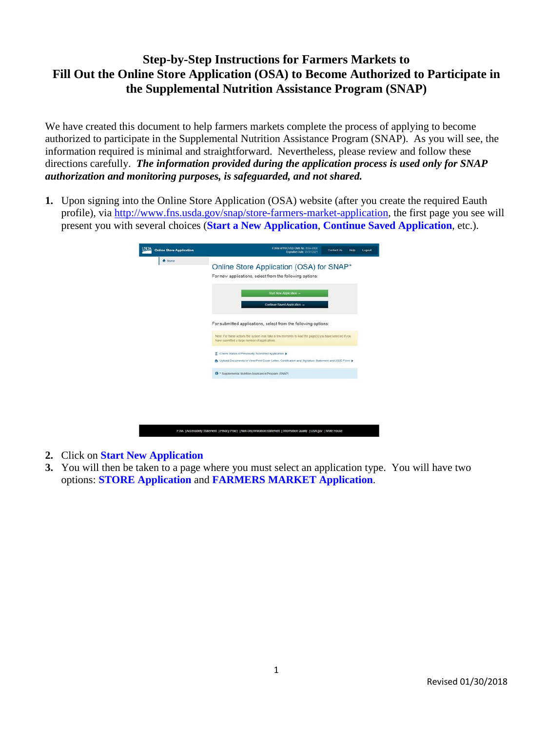# Step-by-Step Instructions for Farmers Markets to Fill Out the Online Store Application (OSA) to Become Authorized to Participate in the Supplemental Nutrition Assistance Program (SNAP)

We have created this document to help farmers markets complete the process of applying to become authorized to participate in the Supplemental Nutrition Assistance Program (SNAP). As you will see, the information required is minimal and straightforward. Nevertheless, please review and follow these directions carefully. ***The information provided during the application process is used only for SNAP authorization and monitoring purposes, is safeguarded, and not shared.***

1. Upon signing into the Online Store Application (OSA) website (after you create the required Eauth profile), via http://www.fns.usda.gov/snap/store-farmers-market-application, the first page you see will present you with several choices (**Start a New Application**, **Continue Saved Application**, etc.).

2. Click on **Start New Application**
3. You will then be taken to a page where you must select an application type. You will have two options: **STORE Application** and **FARMERS MARKET Application**.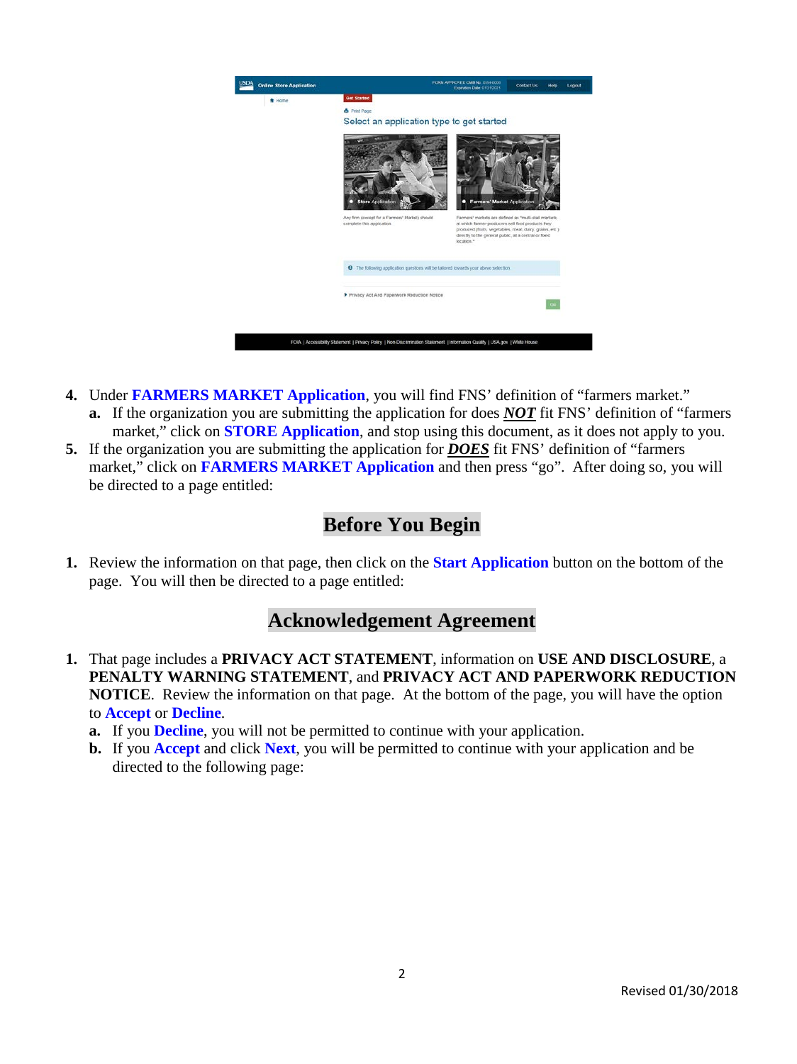4. Under **FARMERS MARKET Application**, you will find FNS' definition of "farmers market."
   a. If the organization you are submitting the application for does ***NOT*** fit FNS' definition of "farmers market," click on **STORE Application**, and stop using this document, as it does not apply to you.
5. If the organization you are submitting the application for ***DOES*** fit FNS' definition of "farmers market," click on **FARMERS MARKET Application** and then press "go". After doing so, you will be directed to a page entitled:

## Before You Begin

1. Review the information on that page, then click on the **Start Application** button on the bottom of the page. You will then be directed to a page entitled:

## Acknowledgement Agreement

1. That page includes a **PRIVACY ACT STATEMENT**, information on **USE AND DISCLOSURE**, a **PENALTY WARNING STATEMENT**, and **PRIVACY ACT AND PAPERWORK REDUCTION NOTICE**. Review the information on that page. At the bottom of the page, you will have the option to **Accept** or **Decline**.
   a. If you **Decline**, you will not be permitted to continue with your application.
   b. If you **Accept** and click **Next**, you will be permitted to continue with your application and be directed to the following page: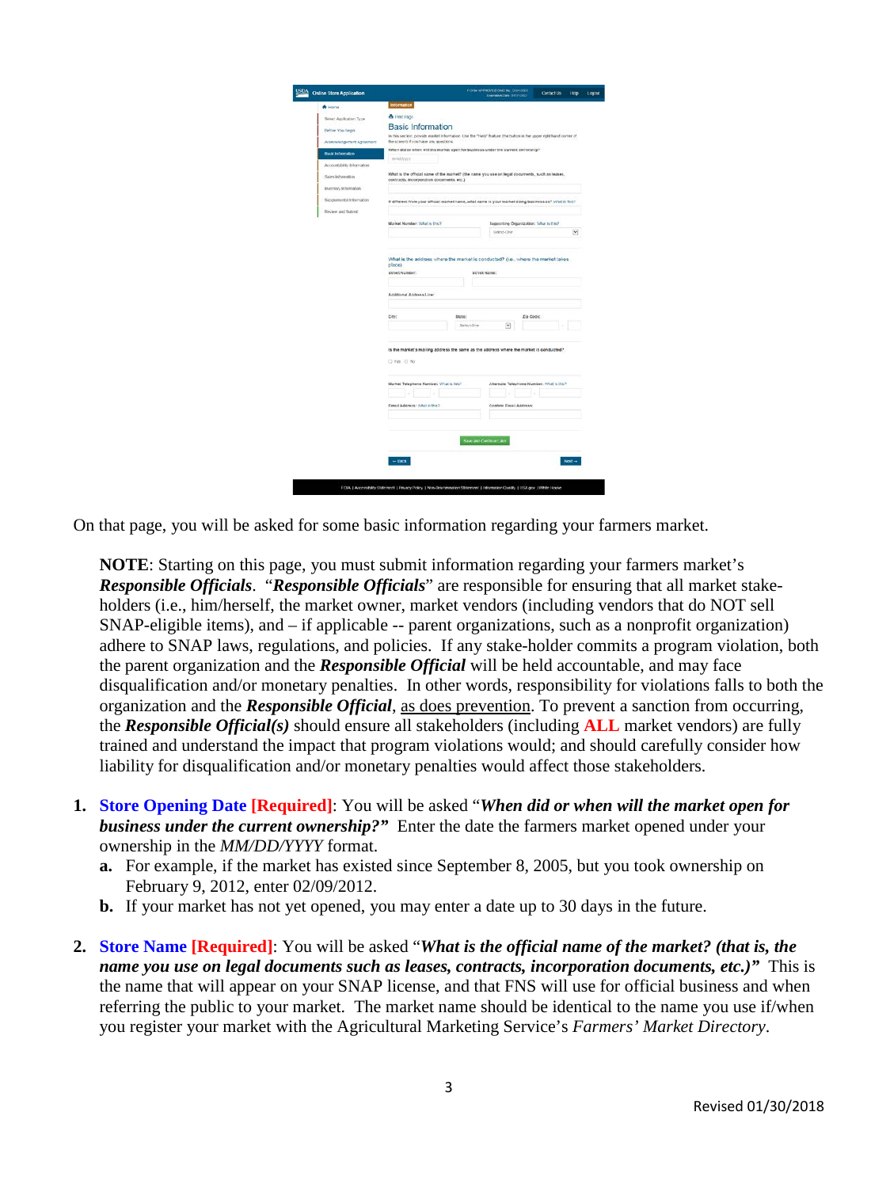On that page, you will be asked for some basic information regarding your farmers market.

> **NOTE**: Starting on this page, you must submit information regarding your farmers market's ***Responsible Officials***. "***Responsible Officials***" are responsible for ensuring that all market stake-holders (i.e., him/herself, the market owner, market vendors (including vendors that do NOT sell SNAP-eligible items), and – if applicable -- parent organizations, such as a nonprofit organization) adhere to SNAP laws, regulations, and policies. If any stake-holder commits a program violation, both the parent organization and the ***Responsible Official*** will be held accountable, and may face disqualification and/or monetary penalties. In other words, responsibility for violations falls to both the organization and the ***Responsible Official***, as does prevention. To prevent a sanction from occurring, the ***Responsible Official(s)*** should ensure all stakeholders (including **ALL** market vendors) are fully trained and understand the impact that program violations would; and should carefully consider how liability for disqualification and/or monetary penalties would affect those stakeholders.

1. **Store Opening Date [Required]**: You will be asked "***When did or when will the market open for business under the current ownership?***" Enter the date the farmers market opened under your ownership in the *MM/DD/YYYY* format.
   - **a.** For example, if the market has existed since September 8, 2005, but you took ownership on February 9, 2012, enter 02/09/2012.
   - **b.** If your market has not yet opened, you may enter a date up to 30 days in the future.

2. **Store Name [Required]**: You will be asked "***What is the official name of the market? (that is, the name you use on legal documents such as leases, contracts, incorporation documents, etc.)***" This is the name that will appear on your SNAP license, and that FNS will use for official business and when referring the public to your market. The market name should be identical to the name you use if/when you register your market with the Agricultural Marketing Service's *Farmers' Market Directory*.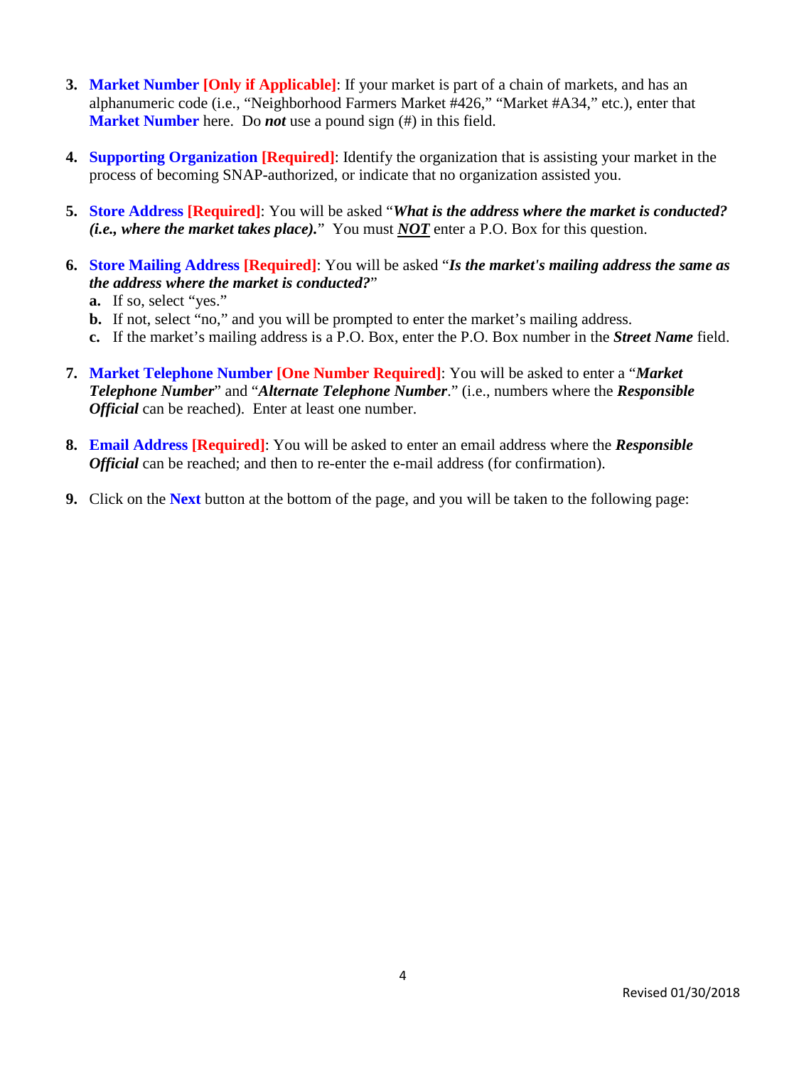3. **Market Number [Only if Applicable]**: If your market is part of a chain of markets, and has an alphanumeric code (i.e., "Neighborhood Farmers Market #426," "Market #A34," etc.), enter that **Market Number** here. Do ***not*** use a pound sign (#) in this field.

4. **Supporting Organization [Required]**: Identify the organization that is assisting your market in the process of becoming SNAP-authorized, or indicate that no organization assisted you.

5. **Store Address [Required]**: You will be asked "***What is the address where the market is conducted? (i.e., where the market takes place).***" You must ***NOT*** enter a P.O. Box for this question.

6. **Store Mailing Address [Required]**: You will be asked "***Is the market's mailing address the same as the address where the market is conducted?***"
   a. If so, select "yes."
   b. If not, select "no," and you will be prompted to enter the market's mailing address.
   c. If the market's mailing address is a P.O. Box, enter the P.O. Box number in the ***Street Name*** field.

7. **Market Telephone Number [One Number Required]**: You will be asked to enter a "***Market Telephone Number***" and "***Alternate Telephone Number***." (i.e., numbers where the ***Responsible Official*** can be reached). Enter at least one number.

8. **Email Address [Required]**: You will be asked to enter an email address where the ***Responsible Official*** can be reached; and then to re-enter the e-mail address (for confirmation).

9. Click on the **Next** button at the bottom of the page, and you will be taken to the following page:

Revised 01/30/2018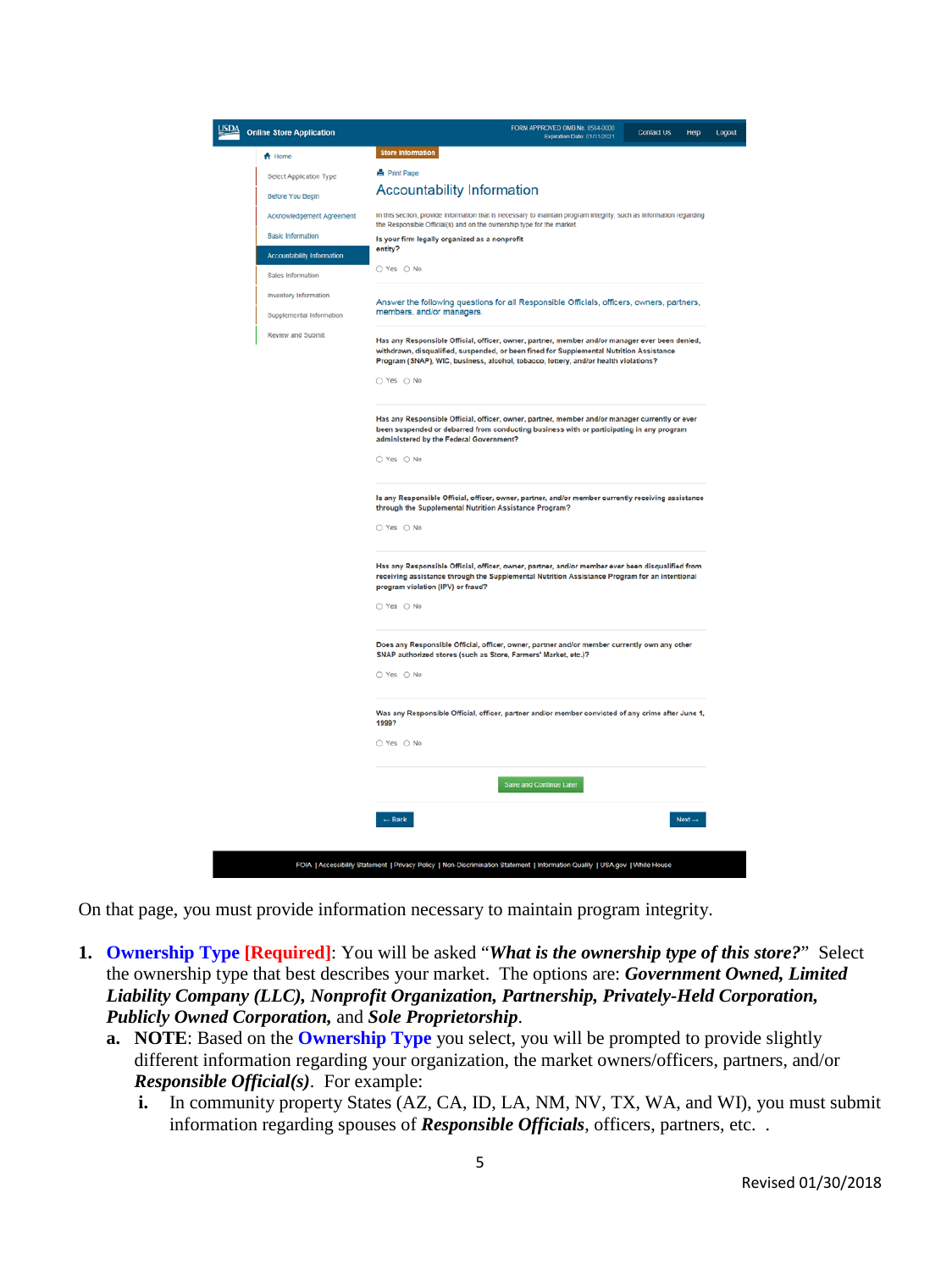On that page, you must provide information necessary to maintain program integrity.

1. **Ownership Type [Required]**: You will be asked "***What is the ownership type of this store?***" Select the ownership type that best describes your market. The options are: ***Government Owned, Limited Liability Company (LLC), Nonprofit Organization, Partnership, Privately-Held Corporation, Publicly Owned Corporation,*** and ***Sole Proprietorship***.
   a. **NOTE**: Based on the **Ownership Type** you select, you will be prompted to provide slightly different information regarding your organization, the market owners/officers, partners, and/or ***Responsible Official(s)***. For example:
      i. In community property States (AZ, CA, ID, LA, NM, NV, TX, WA, and WI), you must submit information regarding spouses of ***Responsible Officials***, officers, partners, etc. .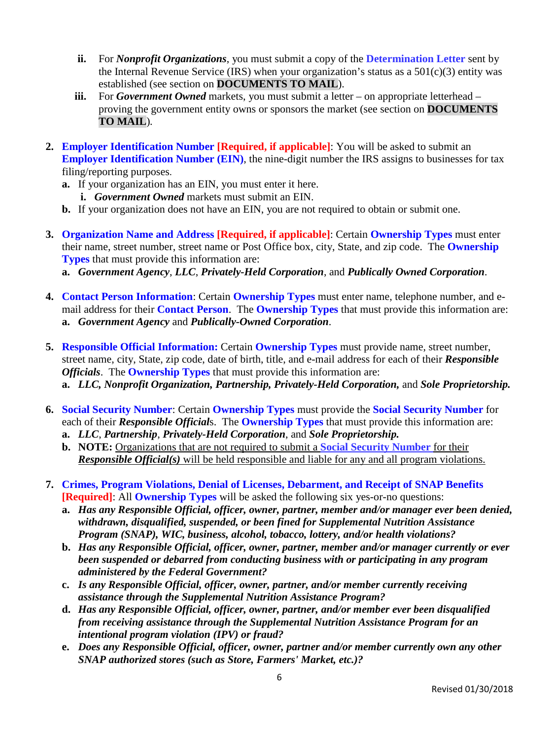ii. For ***Nonprofit Organizations***, you must submit a copy of the **Determination Letter** sent by the Internal Revenue Service (IRS) when your organization's status as a 501(c)(3) entity was established (see section on **DOCUMENTS TO MAIL**).

   iii. For ***Government Owned*** markets, you must submit a letter – on appropriate letterhead – proving the government entity owns or sponsors the market (see section on **DOCUMENTS TO MAIL**).

2. **Employer Identification Number [Required, if applicable]**: You will be asked to submit an **Employer Identification Number (EIN)**, the nine-digit number the IRS assigns to businesses for tax filing/reporting purposes.
   - **a.** If your organization has an EIN, you must enter it here.
     - **i.** ***Government Owned*** markets must submit an EIN.
   - **b.** If your organization does not have an EIN, you are not required to obtain or submit one.

3. **Organization Name and Address [Required, if applicable]**: Certain **Ownership Types** must enter their name, street number, street name or Post Office box, city, State, and zip code. The **Ownership Types** that must provide this information are:
   - **a.** ***Government Agency***, ***LLC***, ***Privately-Held Corporation***, and ***Publically Owned Corporation***.

4. **Contact Person Information**: Certain **Ownership Types** must enter name, telephone number, and e-mail address for their **Contact Person**. The **Ownership Types** that must provide this information are:
   - **a.** ***Government Agency*** and ***Publically-Owned Corporation***.

5. **Responsible Official Information:** Certain **Ownership Types** must provide name, street number, street name, city, State, zip code, date of birth, title, and e-mail address for each of their ***Responsible Officials***. The **Ownership Types** that must provide this information are:
   - **a.** ***LLC, Nonprofit Organization, Partnership, Privately-Held Corporation,*** and ***Sole Proprietorship.***

6. **Social Security Number**: Certain **Ownership Types** must provide the **Social Security Number** for each of their ***Responsible Official***s. The **Ownership Types** that must provide this information are:
   - **a.** ***LLC***, ***Partnership***, ***Privately-Held Corporation***, and ***Sole Proprietorship.***
   - **b.** **NOTE:** <u>Organizations that are not required to submit a **Social Security Number** for their ***Responsible Official(s)*** will be held responsible and liable for any and all program violations.</u>

7. **Crimes, Program Violations, Denial of Licenses, Debarment, and Receipt of SNAP Benefits [Required]**: All **Ownership Types** will be asked the following six yes-or-no questions:
   - **a.** ***Has any Responsible Official, officer, owner, partner, member and/or manager ever been denied, withdrawn, disqualified, suspended, or been fined for Supplemental Nutrition Assistance Program (SNAP), WIC, business, alcohol, tobacco, lottery, and/or health violations?***
   - **b.** ***Has any Responsible Official, officer, owner, partner, member and/or manager currently or ever been suspended or debarred from conducting business with or participating in any program administered by the Federal Government?***
   - **c.** ***Is any Responsible Official, officer, owner, partner, and/or member currently receiving assistance through the Supplemental Nutrition Assistance Program?***
   - **d.** ***Has any Responsible Official, officer, owner, partner, and/or member ever been disqualified from receiving assistance through the Supplemental Nutrition Assistance Program for an intentional program violation (IPV) or fraud?***
   - **e.** ***Does any Responsible Official, officer, owner, partner and/or member currently own any other SNAP authorized stores (such as Store, Farmers' Market, etc.)?***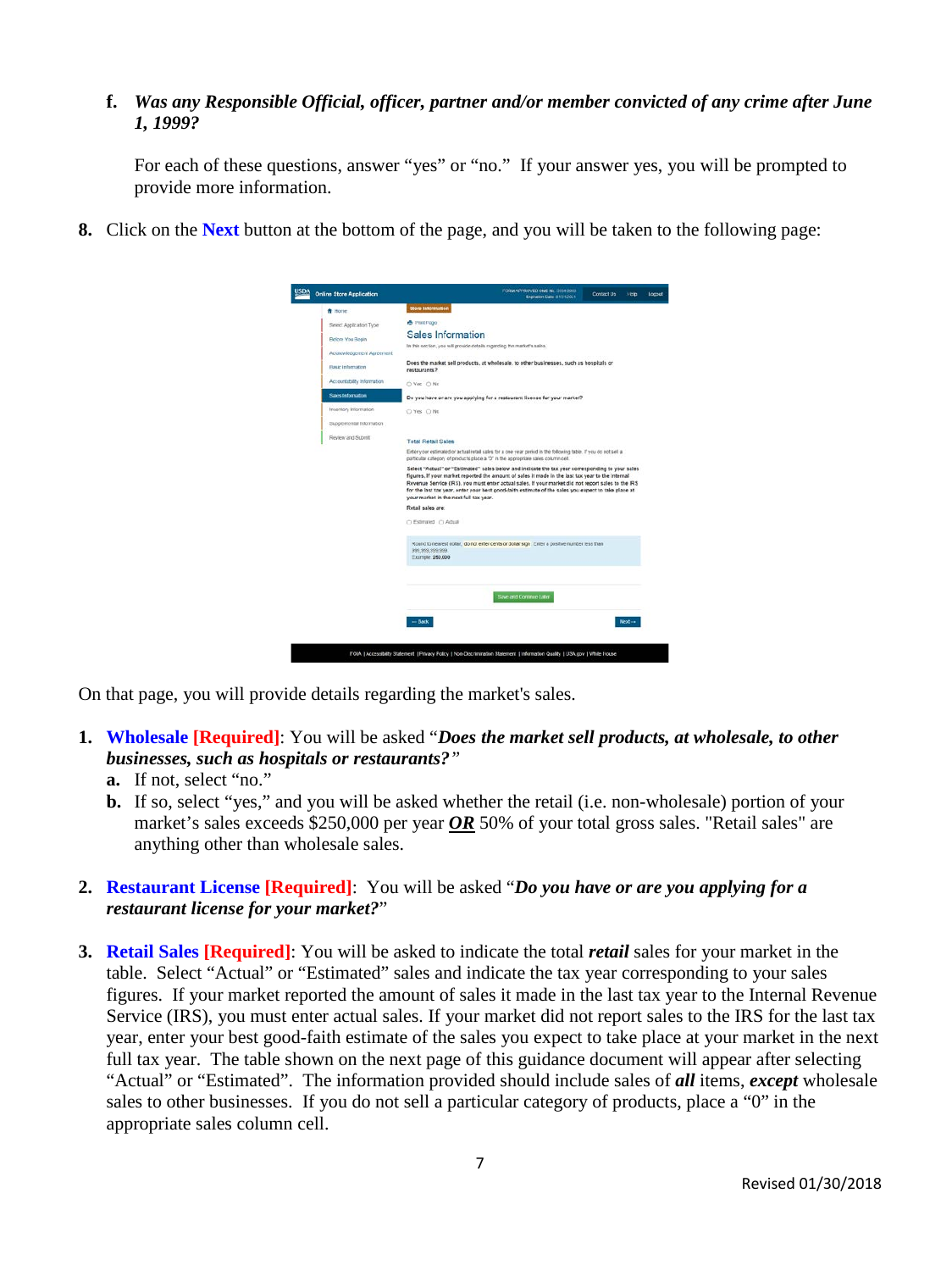f. ***Was any Responsible Official, officer, partner and/or member convicted of any crime after June 1, 1999?***

   For each of these questions, answer "yes" or "no." If your answer yes, you will be prompted to provide more information.

8. Click on the **Next** button at the bottom of the page, and you will be taken to the following page:

On that page, you will provide details regarding the market's sales.

1. **Wholesale [Required]**: You will be asked "***Does the market sell products, at wholesale, to other businesses, such as hospitals or restaurants?***"
   a. If not, select "no."
   b. If so, select "yes," and you will be asked whether the retail (i.e. non-wholesale) portion of your market's sales exceeds $250,000 per year ***OR*** 50% of your total gross sales. "Retail sales" are anything other than wholesale sales.

2. **Restaurant License [Required]**: You will be asked "***Do you have or are you applying for a restaurant license for your market?***"

3. **Retail Sales [Required]**: You will be asked to indicate the total ***retail*** sales for your market in the table. Select "Actual" or "Estimated" sales and indicate the tax year corresponding to your sales figures. If your market reported the amount of sales it made in the last tax year to the Internal Revenue Service (IRS), you must enter actual sales. If your market did not report sales to the IRS for the last tax year, enter your best good-faith estimate of the sales you expect to take place at your market in the next full tax year. The table shown on the next page of this guidance document will appear after selecting "Actual" or "Estimated". The information provided should include sales of ***all*** items, ***except*** wholesale sales to other businesses. If you do not sell a particular category of products, place a "0" in the appropriate sales column cell.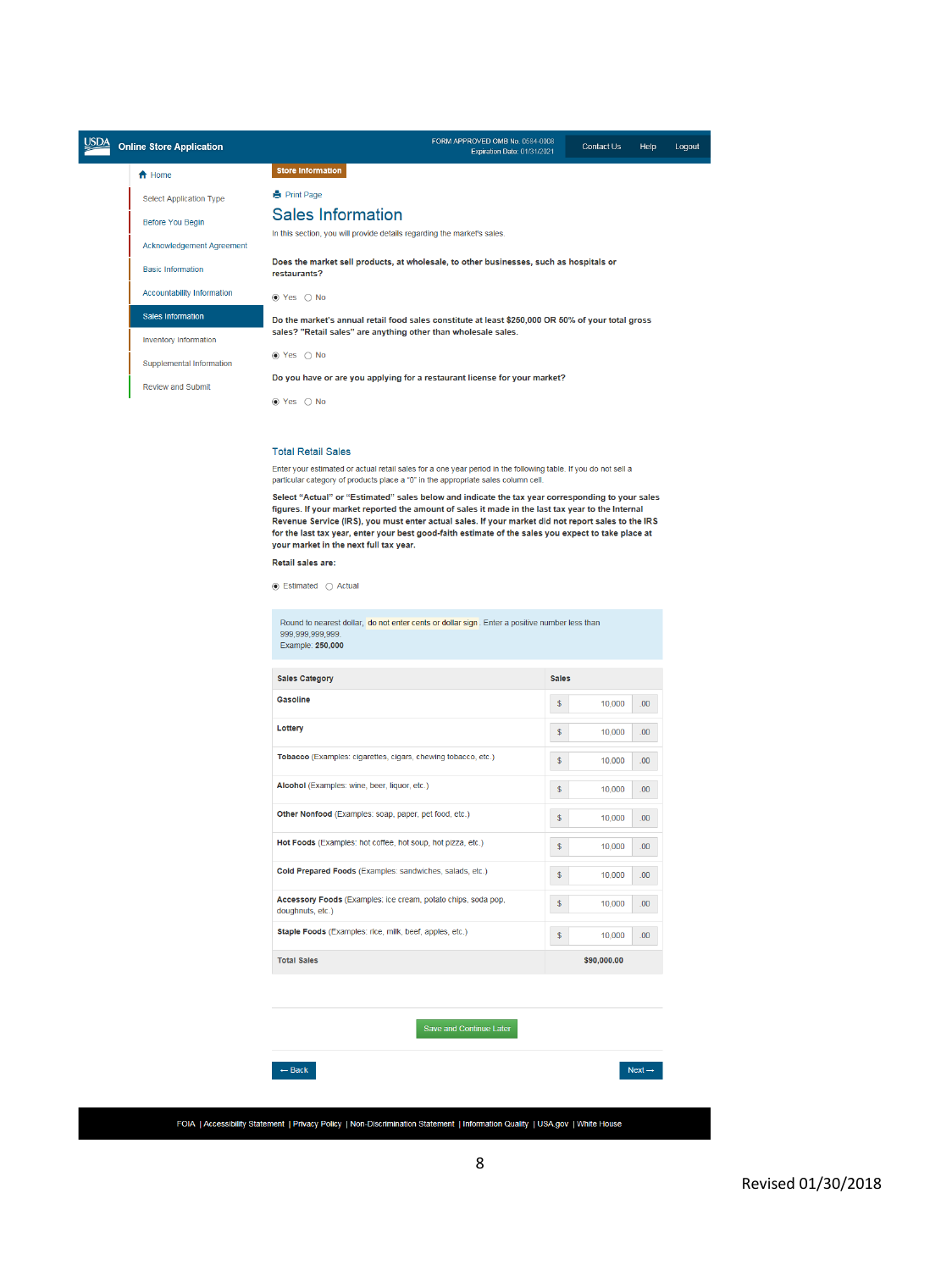USDA Online Store Application

FORM APPROVED OMB No. 0584-0008
Expiration Date: 01/31/2021

Contact Us | Help | Logout

- Home
- Select Application Type
- Before You Begin
- Acknowledgement Agreement
- Basic Information
- Accountability Information
- Sales Information
- Inventory Information
- Supplemental Information
- Review and Submit

**Store Information**

Print Page

## Sales Information

In this section, you will provide details regarding the market's sales.

**Does the market sell products, at wholesale, to other businesses, such as hospitals or restaurants?**

◉ Yes ○ No

**Do the market's annual retail food sales constitute at least $250,000 OR 50% of your total gross sales? "Retail sales" are anything other than wholesale sales.**

◉ Yes ○ No

**Do you have or are you applying for a restaurant license for your market?**

◉ Yes ○ No

### Total Retail Sales

Enter your estimated or actual retail sales for a one year period in the following table. If you do not sell a particular category of products place a "0" in the appropriate sales column cell.

**Select "Actual" or "Estimated" sales below and indicate the tax year corresponding to your sales figures. If your market reported the amount of sales it made in the last tax year to the Internal Revenue Service (IRS), you must enter actual sales. If your market did not report sales to the IRS for the last tax year, enter your best good-faith estimate of the sales you expect to take place at your market in the next full tax year.**

**Retail sales are:**

◉ Estimated ○ Actual

Round to nearest dollar, do not enter cents or dollar sign. Enter a positive number less than 999,999,999,999.
Example: **250,000**

| Sales Category | Sales |
|---|---|
| **Gasoline** | $ 10,000 .00 |
| **Lottery** | $ 10,000 .00 |
| **Tobacco** (Examples: cigarettes, cigars, chewing tobacco, etc.) | $ 10,000 .00 |
| **Alcohol** (Examples: wine, beer, liquor, etc.) | $ 10,000 .00 |
| **Other Nonfood** (Examples: soap, paper, pet food, etc.) | $ 10,000 .00 |
| **Hot Foods** (Examples: hot coffee, hot soup, hot pizza, etc.) | $ 10,000 .00 |
| **Cold Prepared Foods** (Examples: sandwiches, salads, etc.) | $ 10,000 .00 |
| **Accessory Foods** (Examples: ice cream, potato chips, soda pop, doughnuts, etc.) | $ 10,000 .00 |
| **Staple Foods** (Examples: rice, milk, beef, apples, etc.) | $ 10,000 .00 |
| **Total Sales** | **$90,000.00** |

Save and Continue Later

← Back | Next →

FOIA | Accessibility Statement | Privacy Policy | Non-Discrimination Statement | Information Quality | USA.gov | White House

Revised 01/30/2018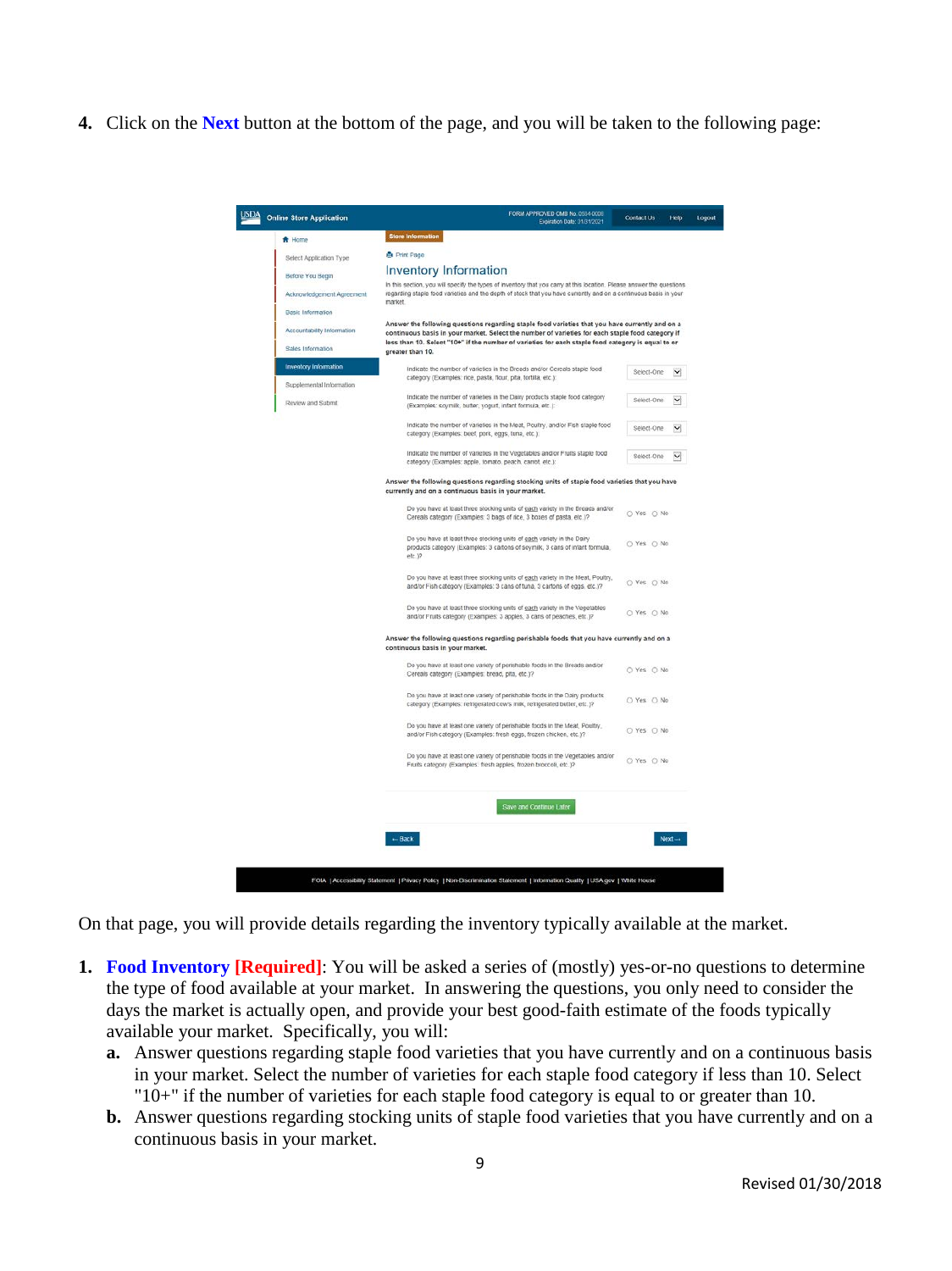4. Click on the **Next** button at the bottom of the page, and you will be taken to the following page:

On that page, you will provide details regarding the inventory typically available at the market.

1. **Food Inventory [Required]**: You will be asked a series of (mostly) yes-or-no questions to determine the type of food available at your market. In answering the questions, you only need to consider the days the market is actually open, and provide your best good-faith estimate of the foods typically available your market. Specifically, you will:
   a. Answer questions regarding staple food varieties that you have currently and on a continuous basis in your market. Select the number of varieties for each staple food category if less than 10. Select "10+" if the number of varieties for each staple food category is equal to or greater than 10.
   b. Answer questions regarding stocking units of staple food varieties that you have currently and on a continuous basis in your market.

Revised 01/30/2018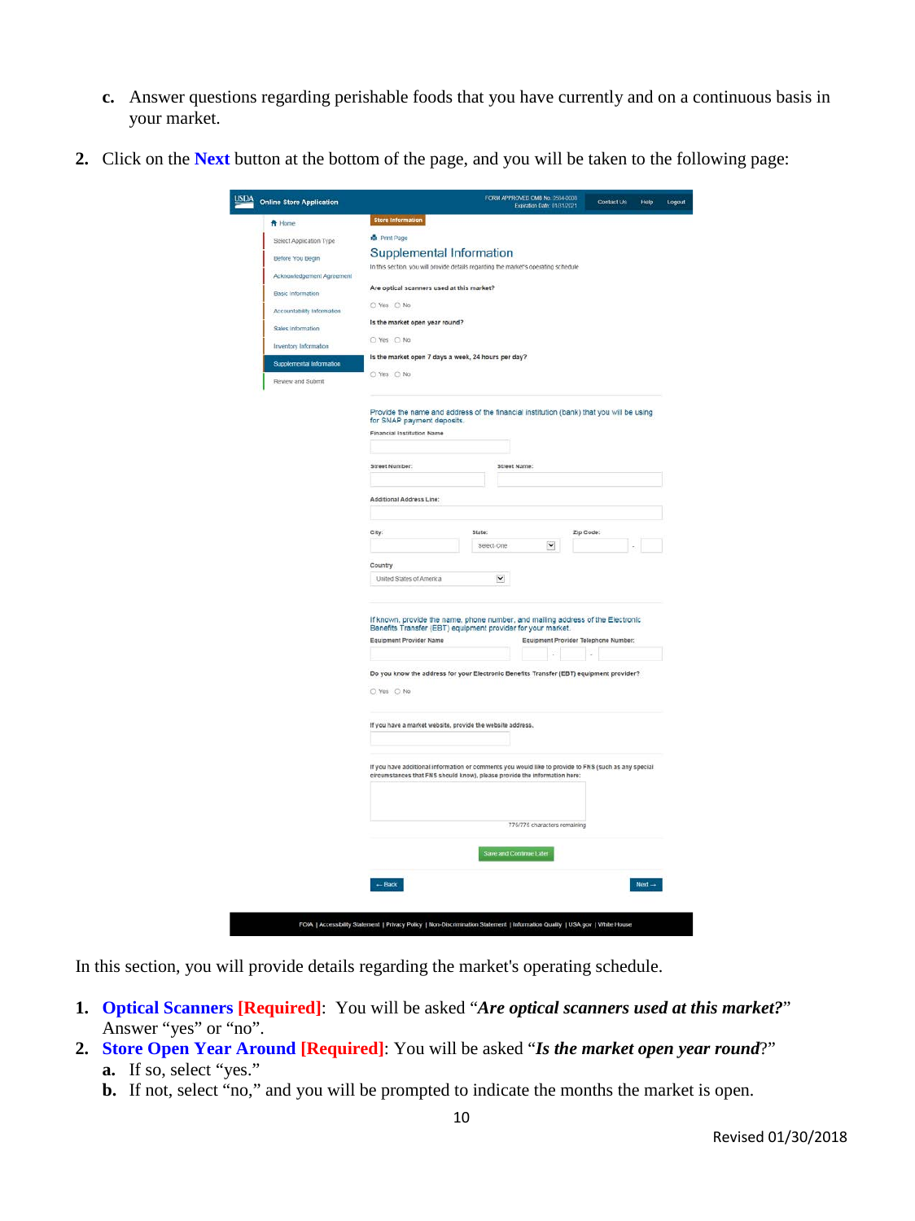c. Answer questions regarding perishable foods that you have currently and on a continuous basis in your market.

2. Click on the **Next** button at the bottom of the page, and you will be taken to the following page:

In this section, you will provide details regarding the market's operating schedule.

1. **Optical Scanners [Required]**: You will be asked "***Are optical scanners used at this market?***" Answer "yes" or "no".
2. **Store Open Year Around [Required]**: You will be asked "***Is the market open year round***?"
   a. If so, select "yes."
   b. If not, select "no," and you will be prompted to indicate the months the market is open.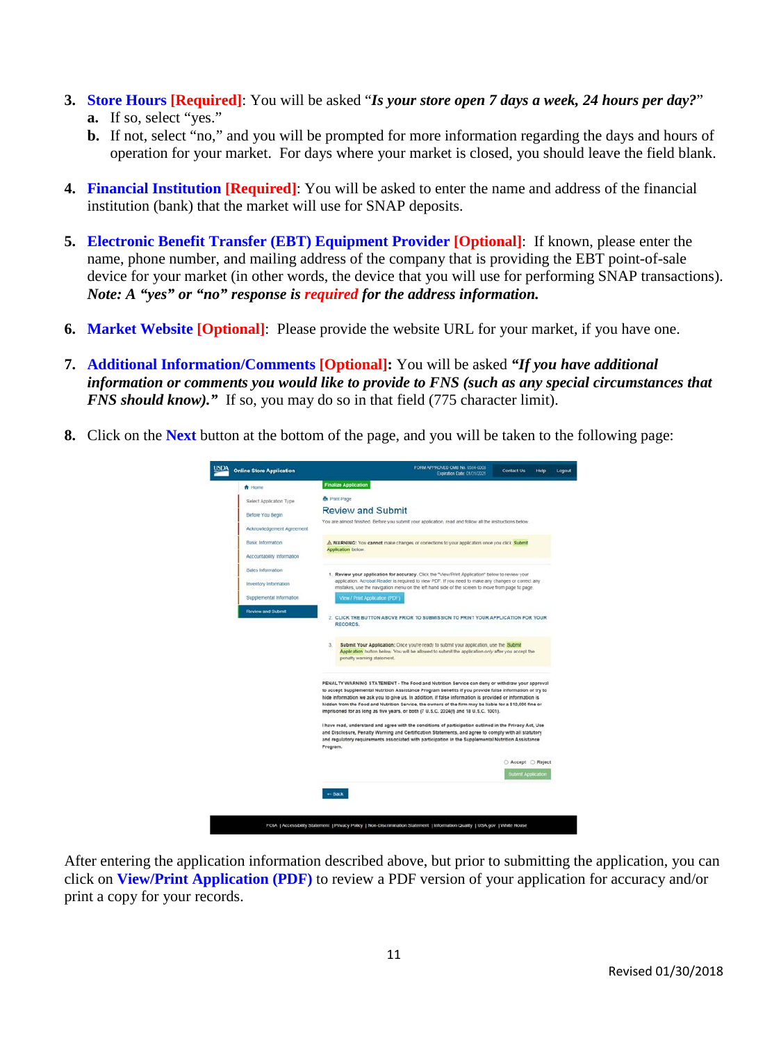3. **Store Hours [Required]**: You will be asked "***Is your store open 7 days a week, 24 hours per day?***"
   - **a.** If so, select "yes."
   - **b.** If not, select "no," and you will be prompted for more information regarding the days and hours of operation for your market. For days where your market is closed, you should leave the field blank.

4. **Financial Institution [Required]**: You will be asked to enter the name and address of the financial institution (bank) that the market will use for SNAP deposits.

5. **Electronic Benefit Transfer (EBT) Equipment Provider [Optional]**: If known, please enter the name, phone number, and mailing address of the company that is providing the EBT point-of-sale device for your market (in other words, the device that you will use for performing SNAP transactions). ***Note: A "yes" or "no" response is required for the address information.***

6. **Market Website [Optional]**: Please provide the website URL for your market, if you have one.

7. **Additional Information/Comments [Optional]:** You will be asked ***"If you have additional information or comments you would like to provide to FNS (such as any special circumstances that FNS should know)."*** If so, you may do so in that field (775 character limit).

8. Click on the **Next** button at the bottom of the page, and you will be taken to the following page:

After entering the application information described above, but prior to submitting the application, you can click on **View/Print Application (PDF)** to review a PDF version of your application for accuracy and/or print a copy for your records.

Revised 01/30/2018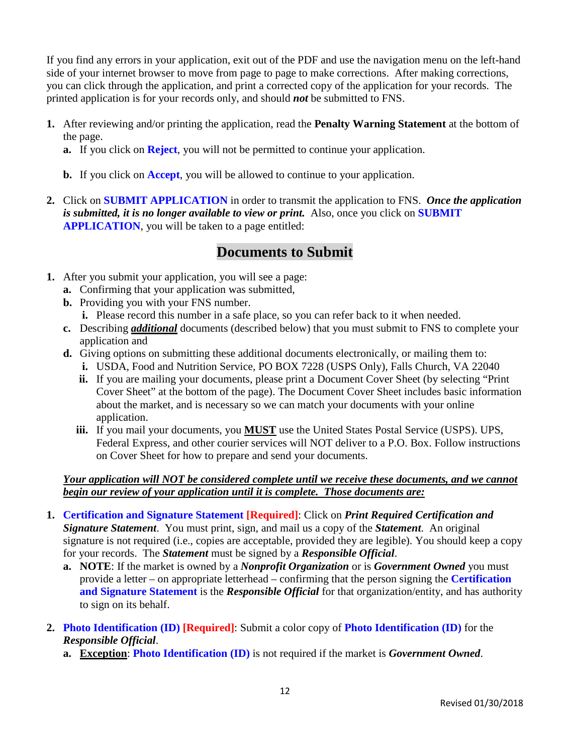If you find any errors in your application, exit out of the PDF and use the navigation menu on the left-hand side of your internet browser to move from page to page to make corrections. After making corrections, you can click through the application, and print a corrected copy of the application for your records. The printed application is for your records only, and should ***not*** be submitted to FNS.

1. After reviewing and/or printing the application, read the **Penalty Warning Statement** at the bottom of the page.
   a. If you click on **Reject**, you will not be permitted to continue your application.

   b. If you click on **Accept**, you will be allowed to continue to your application.

2. Click on **SUBMIT APPLICATION** in order to transmit the application to FNS. ***Once the application is submitted, it is no longer available to view or print.*** Also, once you click on **SUBMIT APPLICATION**, you will be taken to a page entitled:

## Documents to Submit

1. After you submit your application, you will see a page:
   a. Confirming that your application was submitted,
   b. Providing you with your FNS number.
      i. Please record this number in a safe place, so you can refer back to it when needed.
   c. Describing ***additional*** documents (described below) that you must submit to FNS to complete your application and
   d. Giving options on submitting these additional documents electronically, or mailing them to:
      i. USDA, Food and Nutrition Service, PO BOX 7228 (USPS Only), Falls Church, VA 22040
      ii. If you are mailing your documents, please print a Document Cover Sheet (by selecting "Print Cover Sheet" at the bottom of the page). The Document Cover Sheet includes basic information about the market, and is necessary so we can match your documents with your online application.
      iii. If you mail your documents, you **MUST** use the United States Postal Service (USPS). UPS, Federal Express, and other courier services will NOT deliver to a P.O. Box. Follow instructions on Cover Sheet for how to prepare and send your documents.

***Your application will NOT be considered complete until we receive these documents, and we cannot begin our review of your application until it is complete. Those documents are:***

1. **Certification and Signature Statement [Required]**: Click on ***Print Required Certification and Signature Statement***. You must print, sign, and mail us a copy of the ***Statement***. An original signature is not required (i.e., copies are acceptable, provided they are legible). You should keep a copy for your records. The ***Statement*** must be signed by a ***Responsible Official***.
   a. **NOTE**: If the market is owned by a ***Nonprofit Organization*** or is ***Government Owned*** you must provide a letter – on appropriate letterhead – confirming that the person signing the **Certification and Signature Statement** is the ***Responsible Official*** for that organization/entity, and has authority to sign on its behalf.

2. **Photo Identification (ID) [Required]**: Submit a color copy of **Photo Identification (ID)** for the ***Responsible Official***.
   a. **Exception**: **Photo Identification (ID)** is not required if the market is ***Government Owned***.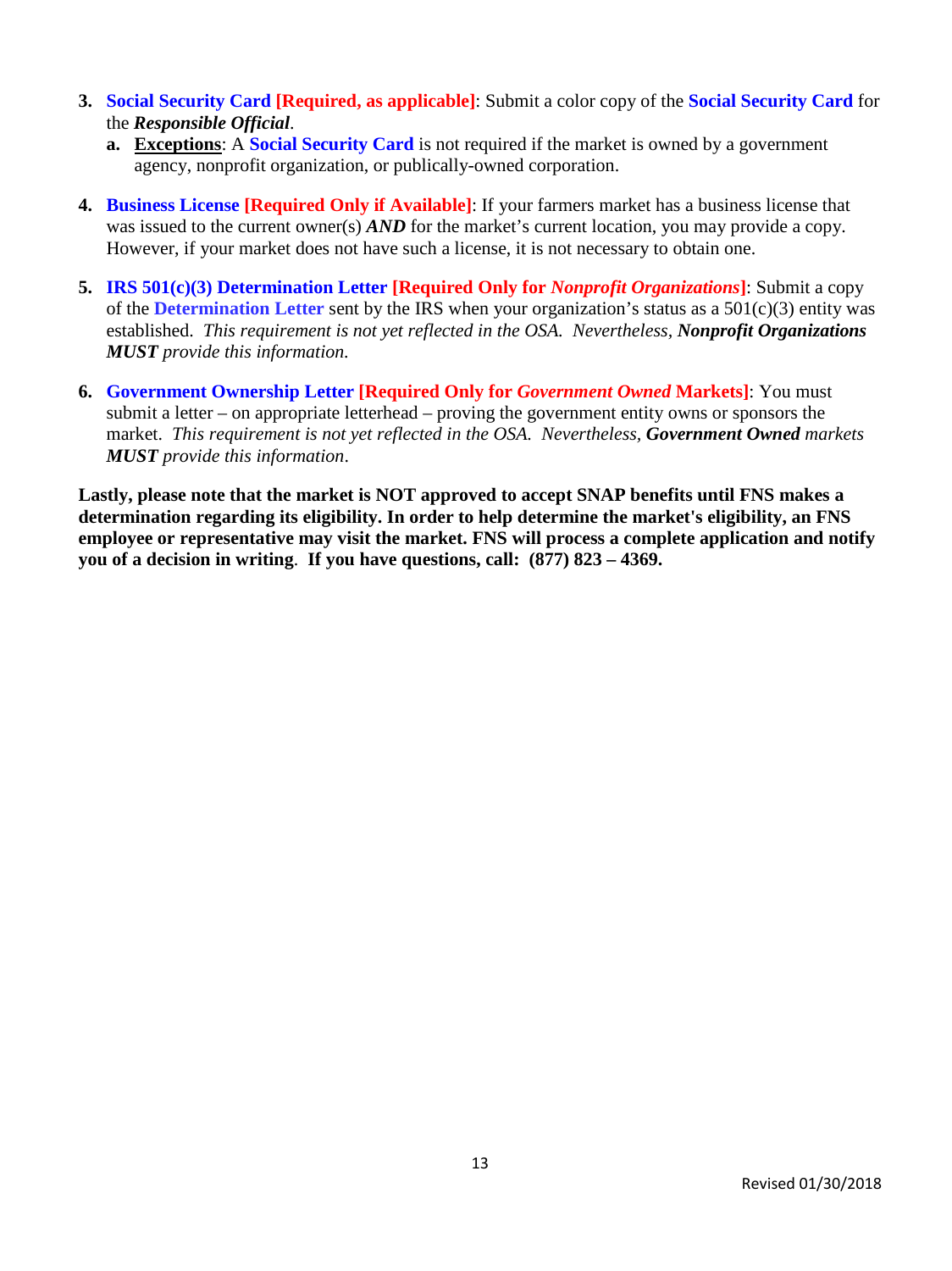3. **Social Security Card [Required, as applicable]**: Submit a color copy of the **Social Security Card** for the ***Responsible Official***.
   a. **Exceptions**: A **Social Security Card** is not required if the market is owned by a government agency, nonprofit organization, or publically-owned corporation.

4. **Business License [Required Only if Available]**: If your farmers market has a business license that was issued to the current owner(s) ***AND*** for the market's current location, you may provide a copy. However, if your market does not have such a license, it is not necessary to obtain one.

5. **IRS 501(c)(3) Determination Letter [Required Only for *Nonprofit Organizations*]**: Submit a copy of the **Determination Letter** sent by the IRS when your organization's status as a 501(c)(3) entity was established. *This requirement is not yet reflected in the OSA. Nevertheless, **Nonprofit Organizations MUST** provide this information.*

6. **Government Ownership Letter [Required Only for *Government Owned* Markets]**: You must submit a letter – on appropriate letterhead – proving the government entity owns or sponsors the market. *This requirement is not yet reflected in the OSA. Nevertheless, **Government Owned** markets **MUST** provide this information*.

**Lastly, please note that the market is NOT approved to accept SNAP benefits until FNS makes a determination regarding its eligibility. In order to help determine the market's eligibility, an FNS employee or representative may visit the market. FNS will process a complete application and notify you of a decision in writing. If you have questions, call: (877) 823 – 4369.**

Revised 01/30/2018